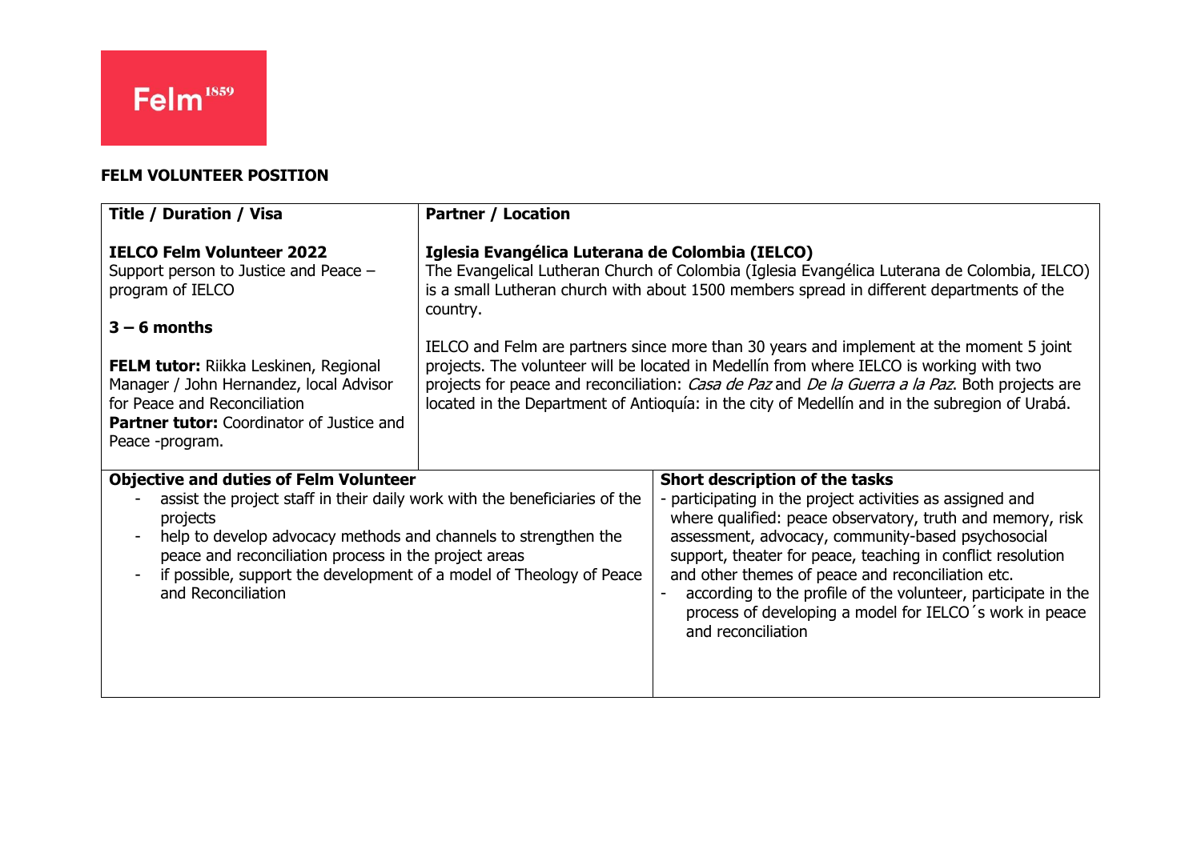Felm[1859]

**FELM VOLUNTEER POSITION**

| **Title / Duration / Visa** | **Partner / Location** |
|---|---|
| **IELCO Felm Volunteer 2022**<br>Support person to Justice and Peace – program of IELCO<br><br>**3 – 6 months**<br><br>**FELM tutor:** Riikka Leskinen, Regional Manager / John Hernandez, local Advisor for Peace and Reconciliation<br>**Partner tutor:** Coordinator of Justice and Peace -program. | **Iglesia Evangélica Luterana de Colombia (IELCO)**<br>The Evangelical Lutheran Church of Colombia (Iglesia Evangélica Luterana de Colombia, IELCO) is a small Lutheran church with about 1500 members spread in different departments of the country.<br><br>IELCO and Felm are partners since more than 30 years and implement at the moment 5 joint projects. The volunteer will be located in Medellín from where IELCO is working with two projects for peace and reconciliation: *Casa de Paz* and *De la Guerra a la Paz*. Both projects are located in the Department of Antioquía: in the city of Medellín and in the subregion of Urabá. |

| **Objective and duties of Felm Volunteer** | **Short description of the tasks** |
|---|---|
| - assist the project staff in their daily work with the beneficiaries of the projects<br>- help to develop advocacy methods and channels to strengthen the peace and reconciliation process in the project areas<br>- if possible, support the development of a model of Theology of Peace and Reconciliation | - participating in the project activities as assigned and where qualified: peace observatory, truth and memory, risk assessment, advocacy, community-based psychosocial support, theater for peace, teaching in conflict resolution and other themes of peace and reconciliation etc.<br>- according to the profile of the volunteer, participate in the process of developing a model for IELCO´s work in peace and reconciliation |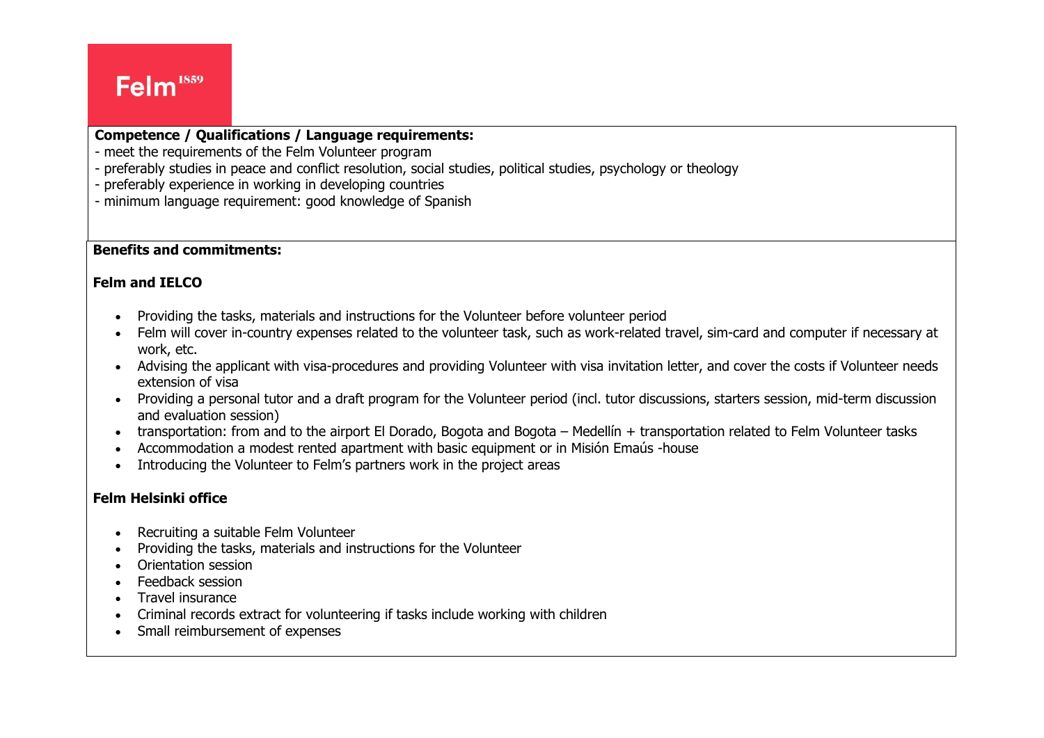**Competence / Qualifications / Language requirements:**

- meet the requirements of the Felm Volunteer program
- preferably studies in peace and conflict resolution, social studies, political studies, psychology or theology
- preferably experience in working in developing countries
- minimum language requirement: good knowledge of Spanish

**Benefits and commitments:**

**Felm and IELCO**

- Providing the tasks, materials and instructions for the Volunteer before volunteer period
- Felm will cover in-country expenses related to the volunteer task, such as work-related travel, sim-card and computer if necessary at work, etc.
- Advising the applicant with visa-procedures and providing Volunteer with visa invitation letter, and cover the costs if Volunteer needs extension of visa
- Providing a personal tutor and a draft program for the Volunteer period (incl. tutor discussions, starters session, mid-term discussion and evaluation session)
- transportation: from and to the airport El Dorado, Bogota and Bogota – Medellín + transportation related to Felm Volunteer tasks
- Accommodation a modest rented apartment with basic equipment or in Misión Emaús -house
- Introducing the Volunteer to Felm's partners work in the project areas

**Felm Helsinki office**

- Recruiting a suitable Felm Volunteer
- Providing the tasks, materials and instructions for the Volunteer
- Orientation session
- Feedback session
- Travel insurance
- Criminal records extract for volunteering if tasks include working with children
- Small reimbursement of expenses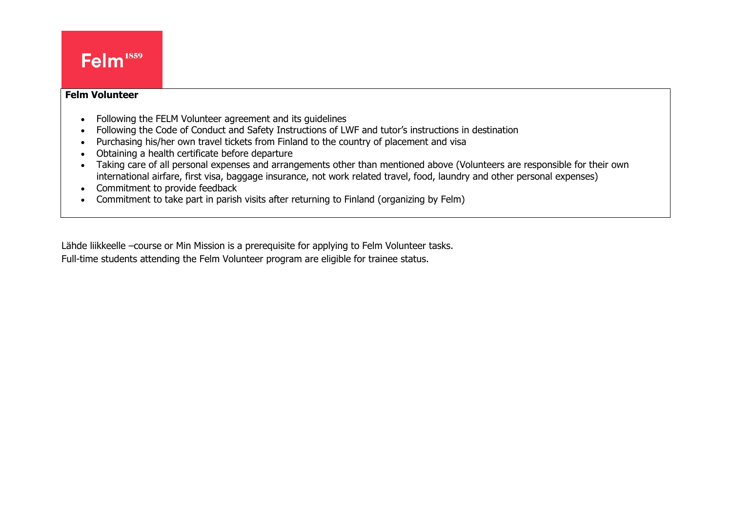Felm[1859]

**Felm Volunteer**

- Following the FELM Volunteer agreement and its guidelines
- Following the Code of Conduct and Safety Instructions of LWF and tutor's instructions in destination
- Purchasing his/her own travel tickets from Finland to the country of placement and visa
- Obtaining a health certificate before departure
- Taking care of all personal expenses and arrangements other than mentioned above (Volunteers are responsible for their own international airfare, first visa, baggage insurance, not work related travel, food, laundry and other personal expenses)
- Commitment to provide feedback
- Commitment to take part in parish visits after returning to Finland (organizing by Felm)

Lähde liikkeelle –course or Min Mission is a prerequisite for applying to Felm Volunteer tasks.
Full-time students attending the Felm Volunteer program are eligible for trainee status.